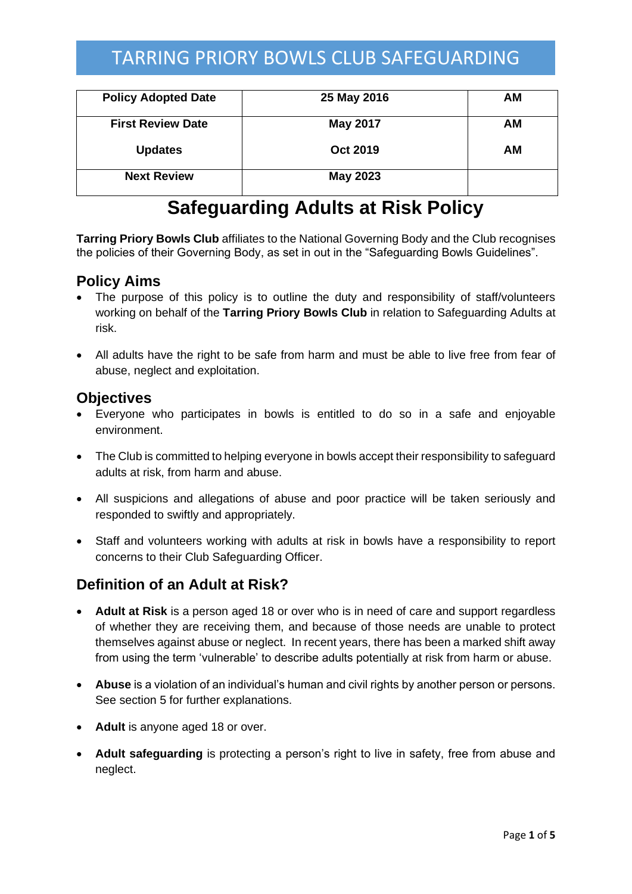# TARRING PRIORY BOWLS CLUB SAFEGUARDING

| Policy Adopted Date | 25 May 2016 | AM |
|---|---|---|
| First Review Date | May 2017 | AM |
| Updates | Oct 2019 | AM |
| Next Review | May 2023 | |

# Safeguarding Adults at Risk Policy

**Tarring Priory Bowls Club** affiliates to the National Governing Body and the Club recognises the policies of their Governing Body, as set in out in the "Safeguarding Bowls Guidelines".

## Policy Aims

- The purpose of this policy is to outline the duty and responsibility of staff/volunteers working on behalf of the **Tarring Priory Bowls Club** in relation to Safeguarding Adults at risk.
- All adults have the right to be safe from harm and must be able to live free from fear of abuse, neglect and exploitation.

## Objectives

- Everyone who participates in bowls is entitled to do so in a safe and enjoyable environment.
- The Club is committed to helping everyone in bowls accept their responsibility to safeguard adults at risk, from harm and abuse.
- All suspicions and allegations of abuse and poor practice will be taken seriously and responded to swiftly and appropriately.
- Staff and volunteers working with adults at risk in bowls have a responsibility to report concerns to their Club Safeguarding Officer.

## Definition of an Adult at Risk?

- **Adult at Risk** is a person aged 18 or over who is in need of care and support regardless of whether they are receiving them, and because of those needs are unable to protect themselves against abuse or neglect. In recent years, there has been a marked shift away from using the term 'vulnerable' to describe adults potentially at risk from harm or abuse.
- **Abuse** is a violation of an individual's human and civil rights by another person or persons. See section 5 for further explanations.
- **Adult** is anyone aged 18 or over.
- **Adult safeguarding** is protecting a person's right to live in safety, free from abuse and neglect.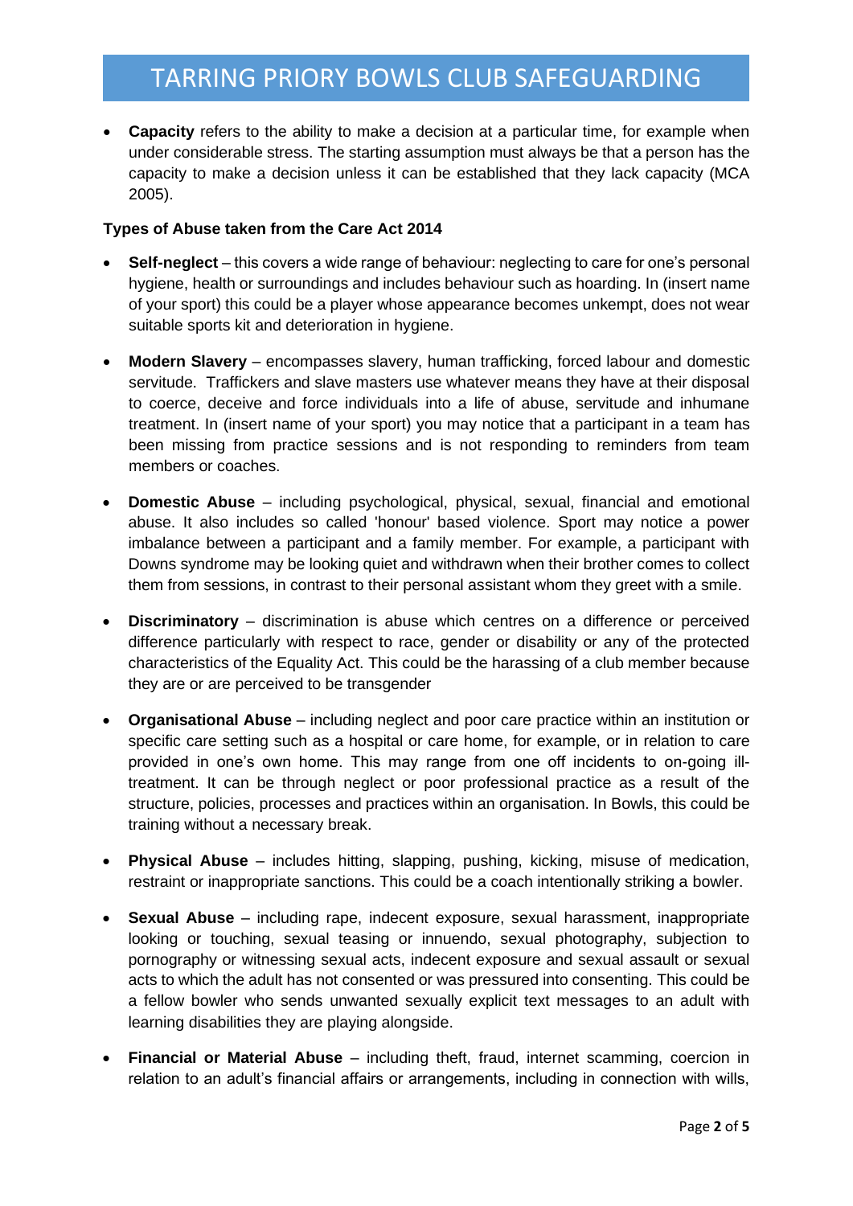- **Capacity** refers to the ability to make a decision at a particular time, for example when under considerable stress. The starting assumption must always be that a person has the capacity to make a decision unless it can be established that they lack capacity (MCA 2005).

**Types of Abuse taken from the Care Act 2014**

- **Self-neglect** – this covers a wide range of behaviour: neglecting to care for one's personal hygiene, health or surroundings and includes behaviour such as hoarding. In (insert name of your sport) this could be a player whose appearance becomes unkempt, does not wear suitable sports kit and deterioration in hygiene.

- **Modern Slavery** – encompasses slavery, human trafficking, forced labour and domestic servitude. Traffickers and slave masters use whatever means they have at their disposal to coerce, deceive and force individuals into a life of abuse, servitude and inhumane treatment. In (insert name of your sport) you may notice that a participant in a team has been missing from practice sessions and is not responding to reminders from team members or coaches.

- **Domestic Abuse** – including psychological, physical, sexual, financial and emotional abuse. It also includes so called 'honour' based violence. Sport may notice a power imbalance between a participant and a family member. For example, a participant with Downs syndrome may be looking quiet and withdrawn when their brother comes to collect them from sessions, in contrast to their personal assistant whom they greet with a smile.

- **Discriminatory** – discrimination is abuse which centres on a difference or perceived difference particularly with respect to race, gender or disability or any of the protected characteristics of the Equality Act. This could be the harassing of a club member because they are or are perceived to be transgender

- **Organisational Abuse** – including neglect and poor care practice within an institution or specific care setting such as a hospital or care home, for example, or in relation to care provided in one's own home. This may range from one off incidents to on-going ill-treatment. It can be through neglect or poor professional practice as a result of the structure, policies, processes and practices within an organisation. In Bowls, this could be training without a necessary break.

- **Physical Abuse** – includes hitting, slapping, pushing, kicking, misuse of medication, restraint or inappropriate sanctions. This could be a coach intentionally striking a bowler.

- **Sexual Abuse** – including rape, indecent exposure, sexual harassment, inappropriate looking or touching, sexual teasing or innuendo, sexual photography, subjection to pornography or witnessing sexual acts, indecent exposure and sexual assault or sexual acts to which the adult has not consented or was pressured into consenting. This could be a fellow bowler who sends unwanted sexually explicit text messages to an adult with learning disabilities they are playing alongside.

- **Financial or Material Abuse** – including theft, fraud, internet scamming, coercion in relation to an adult's financial affairs or arrangements, including in connection with wills,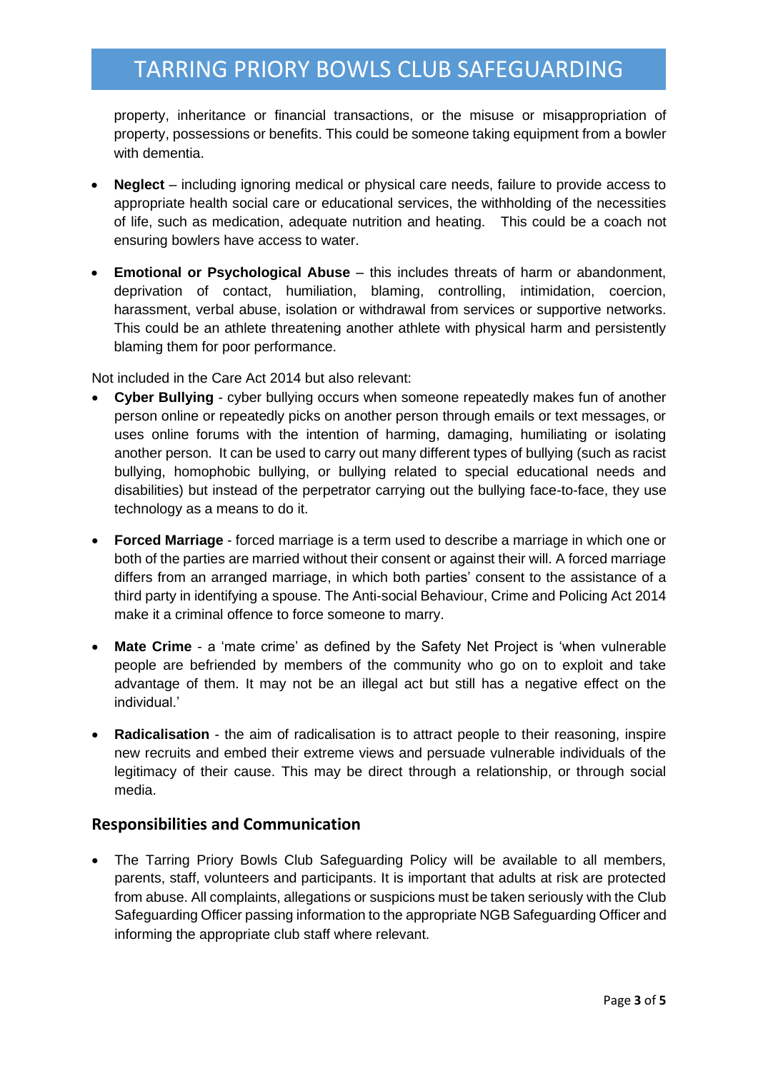property, inheritance or financial transactions, or the misuse or misappropriation of property, possessions or benefits. This could be someone taking equipment from a bowler with dementia.

- **Neglect** – including ignoring medical or physical care needs, failure to provide access to appropriate health social care or educational services, the withholding of the necessities of life, such as medication, adequate nutrition and heating. This could be a coach not ensuring bowlers have access to water.

- **Emotional or Psychological Abuse** – this includes threats of harm or abandonment, deprivation of contact, humiliation, blaming, controlling, intimidation, coercion, harassment, verbal abuse, isolation or withdrawal from services or supportive networks. This could be an athlete threatening another athlete with physical harm and persistently blaming them for poor performance.

Not included in the Care Act 2014 but also relevant:

- **Cyber Bullying** - cyber bullying occurs when someone repeatedly makes fun of another person online or repeatedly picks on another person through emails or text messages, or uses online forums with the intention of harming, damaging, humiliating or isolating another person. It can be used to carry out many different types of bullying (such as racist bullying, homophobic bullying, or bullying related to special educational needs and disabilities) but instead of the perpetrator carrying out the bullying face-to-face, they use technology as a means to do it.

- **Forced Marriage** - forced marriage is a term used to describe a marriage in which one or both of the parties are married without their consent or against their will. A forced marriage differs from an arranged marriage, in which both parties' consent to the assistance of a third party in identifying a spouse. The Anti-social Behaviour, Crime and Policing Act 2014 make it a criminal offence to force someone to marry.

- **Mate Crime** - a 'mate crime' as defined by the Safety Net Project is 'when vulnerable people are befriended by members of the community who go on to exploit and take advantage of them. It may not be an illegal act but still has a negative effect on the individual.'

- **Radicalisation** - the aim of radicalisation is to attract people to their reasoning, inspire new recruits and embed their extreme views and persuade vulnerable individuals of the legitimacy of their cause. This may be direct through a relationship, or through social media.

## Responsibilities and Communication

- The Tarring Priory Bowls Club Safeguarding Policy will be available to all members, parents, staff, volunteers and participants. It is important that adults at risk are protected from abuse. All complaints, allegations or suspicions must be taken seriously with the Club Safeguarding Officer passing information to the appropriate NGB Safeguarding Officer and informing the appropriate club staff where relevant.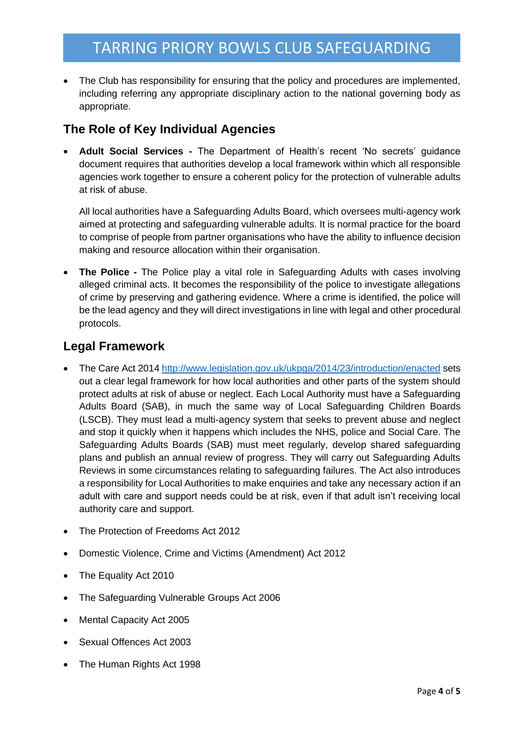- The Club has responsibility for ensuring that the policy and procedures are implemented, including referring any appropriate disciplinary action to the national governing body as appropriate.

## The Role of Key Individual Agencies

- **Adult Social Services -** The Department of Health's recent 'No secrets' guidance document requires that authorities develop a local framework within which all responsible agencies work together to ensure a coherent policy for the protection of vulnerable adults at risk of abuse.

  All local authorities have a Safeguarding Adults Board, which oversees multi-agency work aimed at protecting and safeguarding vulnerable adults. It is normal practice for the board to comprise of people from partner organisations who have the ability to influence decision making and resource allocation within their organisation.

- **The Police -** The Police play a vital role in Safeguarding Adults with cases involving alleged criminal acts. It becomes the responsibility of the police to investigate allegations of crime by preserving and gathering evidence. Where a crime is identified, the police will be the lead agency and they will direct investigations in line with legal and other procedural protocols.

## Legal Framework

- The Care Act 2014 http://www.legislation.gov.uk/ukpga/2014/23/introduction/enacted sets out a clear legal framework for how local authorities and other parts of the system should protect adults at risk of abuse or neglect. Each Local Authority must have a Safeguarding Adults Board (SAB), in much the same way of Local Safeguarding Children Boards (LSCB). They must lead a multi-agency system that seeks to prevent abuse and neglect and stop it quickly when it happens which includes the NHS, police and Social Care. The Safeguarding Adults Boards (SAB) must meet regularly, develop shared safeguarding plans and publish an annual review of progress. They will carry out Safeguarding Adults Reviews in some circumstances relating to safeguarding failures. The Act also introduces a responsibility for Local Authorities to make enquiries and take any necessary action if an adult with care and support needs could be at risk, even if that adult isn't receiving local authority care and support.
- The Protection of Freedoms Act 2012
- Domestic Violence, Crime and Victims (Amendment) Act 2012
- The Equality Act 2010
- The Safeguarding Vulnerable Groups Act 2006
- Mental Capacity Act 2005
- Sexual Offences Act 2003
- The Human Rights Act 1998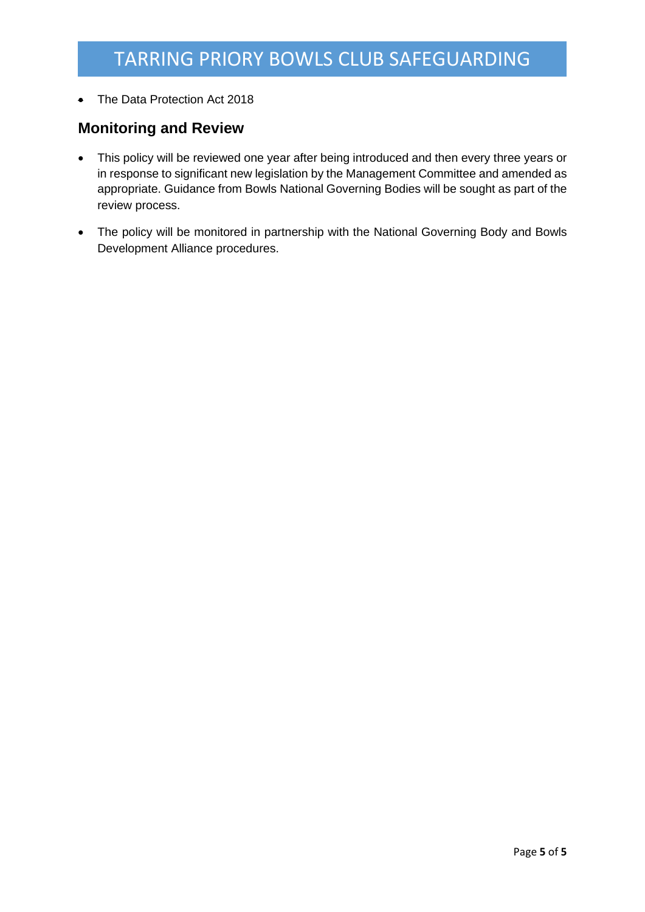- The Data Protection Act 2018

## Monitoring and Review

- This policy will be reviewed one year after being introduced and then every three years or in response to significant new legislation by the Management Committee and amended as appropriate. Guidance from Bowls National Governing Bodies will be sought as part of the review process.
- The policy will be monitored in partnership with the National Governing Body and Bowls Development Alliance procedures.